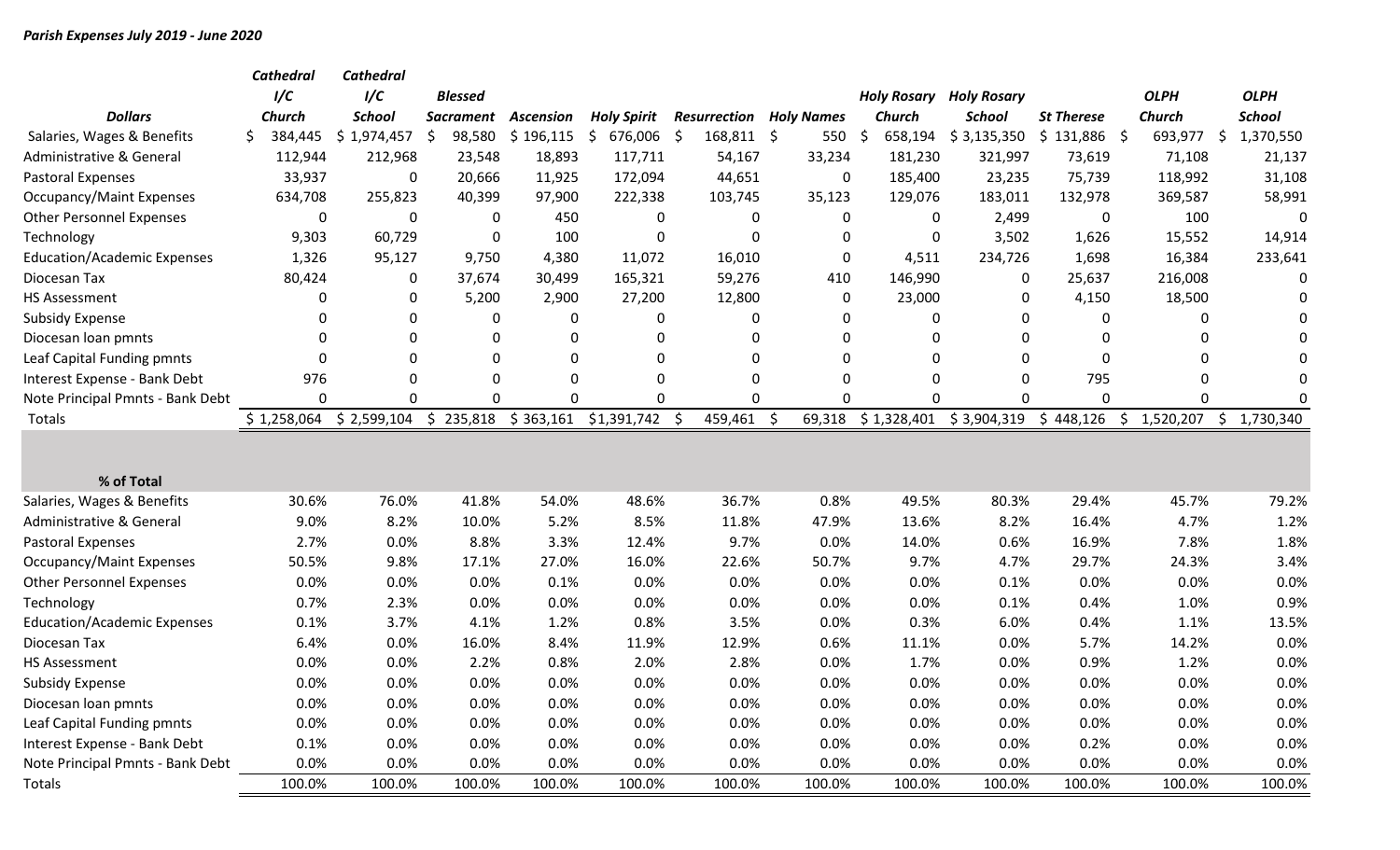***Parish Expenses July 2019 - June 2020***

| **Dollars** | ***Cathedral I/C Church*** | ***Cathedral I/C School*** | ***Blessed Sacrament*** | ***Ascension*** | ***Holy Spirit*** | ***Resurrection*** | ***Holy Names*** | ***Holy Rosary Church*** | ***Holy Rosary School*** | ***St Therese*** | ***OLPH Church*** | ***OLPH School*** |
|---|---|---|---|---|---|---|---|---|---|---|---|---|
| Salaries, Wages & Benefits | $ 384,445 | $ 1,974,457 | $ 98,580 | $ 196,115 | $ 676,006 | $ 168,811 | $ 550 | $ 658,194 | $ 3,135,350 | $ 131,886 | $ 693,977 | $ 1,370,550 |
| Administrative & General | 112,944 | 212,968 | 23,548 | 18,893 | 117,711 | 54,167 | 33,234 | 181,230 | 321,997 | 73,619 | 71,108 | 21,137 |
| Pastoral Expenses | 33,937 | 0 | 20,666 | 11,925 | 172,094 | 44,651 | 0 | 185,400 | 23,235 | 75,739 | 118,992 | 31,108 |
| Occupancy/Maint Expenses | 634,708 | 255,823 | 40,399 | 97,900 | 222,338 | 103,745 | 35,123 | 129,076 | 183,011 | 132,978 | 369,587 | 58,991 |
| Other Personnel Expenses | 0 | 0 | 0 | 450 | 0 | 0 | 0 | 0 | 2,499 | 0 | 100 | 0 |
| Technology | 9,303 | 60,729 | 0 | 100 | 0 | 0 | 0 | 0 | 3,502 | 1,626 | 15,552 | 14,914 |
| Education/Academic Expenses | 1,326 | 95,127 | 9,750 | 4,380 | 11,072 | 16,010 | 0 | 4,511 | 234,726 | 1,698 | 16,384 | 233,641 |
| Diocesan Tax | 80,424 | 0 | 37,674 | 30,499 | 165,321 | 59,276 | 410 | 146,990 | 0 | 25,637 | 216,008 | 0 |
| HS Assessment | 0 | 0 | 5,200 | 2,900 | 27,200 | 12,800 | 0 | 23,000 | 0 | 4,150 | 18,500 | 0 |
| Subsidy Expense | 0 | 0 | 0 | 0 | 0 | 0 | 0 | 0 | 0 | 0 | 0 | 0 |
| Diocesan loan pmnts | 0 | 0 | 0 | 0 | 0 | 0 | 0 | 0 | 0 | 0 | 0 | 0 |
| Leaf Capital Funding pmnts | 0 | 0 | 0 | 0 | 0 | 0 | 0 | 0 | 0 | 0 | 0 | 0 |
| Interest Expense - Bank Debt | 976 | 0 | 0 | 0 | 0 | 0 | 0 | 0 | 0 | 795 | 0 | 0 |
| Note Principal Pmnts - Bank Debt | 0 | 0 | 0 | 0 | 0 | 0 | 0 | 0 | 0 | 0 | 0 | 0 |
| Totals | $ 1,258,064 | $ 2,599,104 | $ 235,818 | $ 363,161 | $1,391,742 | $ 459,461 | $ 69,318 | $ 1,328,401 | $ 3,904,319 | $ 448,126 | $ 1,520,207 | $ 1,730,340 |

| **% of Total** | ***Cathedral I/C Church*** | ***Cathedral I/C School*** | ***Blessed Sacrament*** | ***Ascension*** | ***Holy Spirit*** | ***Resurrection*** | ***Holy Names*** | ***Holy Rosary Church*** | ***Holy Rosary School*** | ***St Therese*** | ***OLPH Church*** | ***OLPH School*** |
|---|---|---|---|---|---|---|---|---|---|---|---|---|
| Salaries, Wages & Benefits | 30.6% | 76.0% | 41.8% | 54.0% | 48.6% | 36.7% | 0.8% | 49.5% | 80.3% | 29.4% | 45.7% | 79.2% |
| Administrative & General | 9.0% | 8.2% | 10.0% | 5.2% | 8.5% | 11.8% | 47.9% | 13.6% | 8.2% | 16.4% | 4.7% | 1.2% |
| Pastoral Expenses | 2.7% | 0.0% | 8.8% | 3.3% | 12.4% | 9.7% | 0.0% | 14.0% | 0.6% | 16.9% | 7.8% | 1.8% |
| Occupancy/Maint Expenses | 50.5% | 9.8% | 17.1% | 27.0% | 16.0% | 22.6% | 50.7% | 9.7% | 4.7% | 29.7% | 24.3% | 3.4% |
| Other Personnel Expenses | 0.0% | 0.0% | 0.0% | 0.1% | 0.0% | 0.0% | 0.0% | 0.0% | 0.1% | 0.0% | 0.0% | 0.0% |
| Technology | 0.7% | 2.3% | 0.0% | 0.0% | 0.0% | 0.0% | 0.0% | 0.0% | 0.1% | 0.4% | 1.0% | 0.9% |
| Education/Academic Expenses | 0.1% | 3.7% | 4.1% | 1.2% | 0.8% | 3.5% | 0.0% | 0.3% | 6.0% | 0.4% | 1.1% | 13.5% |
| Diocesan Tax | 6.4% | 0.0% | 16.0% | 8.4% | 11.9% | 12.9% | 0.6% | 11.1% | 0.0% | 5.7% | 14.2% | 0.0% |
| HS Assessment | 0.0% | 0.0% | 2.2% | 0.8% | 2.0% | 2.8% | 0.0% | 1.7% | 0.0% | 0.9% | 1.2% | 0.0% |
| Subsidy Expense | 0.0% | 0.0% | 0.0% | 0.0% | 0.0% | 0.0% | 0.0% | 0.0% | 0.0% | 0.0% | 0.0% | 0.0% |
| Diocesan loan pmnts | 0.0% | 0.0% | 0.0% | 0.0% | 0.0% | 0.0% | 0.0% | 0.0% | 0.0% | 0.0% | 0.0% | 0.0% |
| Leaf Capital Funding pmnts | 0.0% | 0.0% | 0.0% | 0.0% | 0.0% | 0.0% | 0.0% | 0.0% | 0.0% | 0.0% | 0.0% | 0.0% |
| Interest Expense - Bank Debt | 0.1% | 0.0% | 0.0% | 0.0% | 0.0% | 0.0% | 0.0% | 0.0% | 0.0% | 0.2% | 0.0% | 0.0% |
| Note Principal Pmnts - Bank Debt | 0.0% | 0.0% | 0.0% | 0.0% | 0.0% | 0.0% | 0.0% | 0.0% | 0.0% | 0.0% | 0.0% | 0.0% |
| Totals | 100.0% | 100.0% | 100.0% | 100.0% | 100.0% | 100.0% | 100.0% | 100.0% | 100.0% | 100.0% | 100.0% | 100.0% |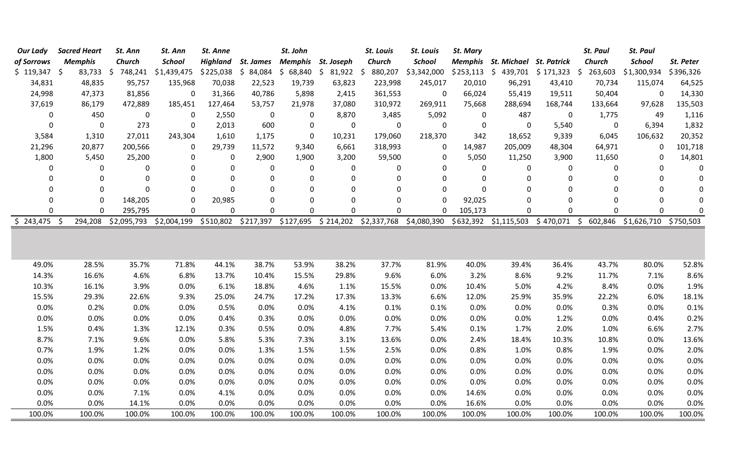| Our Lady of Sorrows | Sacred Heart Memphis | St. Ann Church | St. Ann School | St. Anne Highland | St. James | St. John Memphis | St. Joseph | St. Louis Church | St. Louis School | St. Mary Memphis | St. Michael | St. Patrick | St. Paul Church | St. Paul School | St. Peter |
|---|---|---|---|---|---|---|---|---|---|---|---|---|---|---|---|
| $ 119,347 | $ 83,733 | $ 748,241 | $1,439,475 | $225,038 | $ 84,084 | $ 68,840 | $ 81,922 | $ 880,207 | $3,342,000 | $253,113 | $ 439,701 | $ 171,323 | $ 263,603 | $1,300,934 | $396,326 |
| 34,831 | 48,835 | 95,757 | 135,968 | 70,038 | 22,523 | 19,739 | 63,823 | 223,998 | 245,017 | 20,010 | 96,291 | 43,410 | 70,734 | 115,074 | 64,525 |
| 24,998 | 47,373 | 81,856 | 0 | 31,366 | 40,786 | 5,898 | 2,415 | 361,553 | 0 | 66,024 | 55,419 | 19,511 | 50,404 | 0 | 14,330 |
| 37,619 | 86,179 | 472,889 | 185,451 | 127,464 | 53,757 | 21,978 | 37,080 | 310,972 | 269,911 | 75,668 | 288,694 | 168,744 | 133,664 | 97,628 | 135,503 |
| 0 | 450 | 0 | 0 | 2,550 | 0 | 0 | 8,870 | 3,485 | 5,092 | 0 | 487 | 0 | 1,775 | 49 | 1,116 |
| 0 | 0 | 273 | 0 | 2,013 | 600 | 0 | 0 | 0 | 0 | 0 | 0 | 5,540 | 0 | 6,394 | 1,832 |
| 3,584 | 1,310 | 27,011 | 243,304 | 1,610 | 1,175 | 0 | 10,231 | 179,060 | 218,370 | 342 | 18,652 | 9,339 | 6,045 | 106,632 | 20,352 |
| 21,296 | 20,877 | 200,566 | 0 | 29,739 | 11,572 | 9,340 | 6,661 | 318,993 | 0 | 14,987 | 205,009 | 48,304 | 64,971 | 0 | 101,718 |
| 1,800 | 5,450 | 25,200 | 0 | 0 | 2,900 | 1,900 | 3,200 | 59,500 | 0 | 5,050 | 11,250 | 3,900 | 11,650 | 0 | 14,801 |
| 0 | 0 | 0 | 0 | 0 | 0 | 0 | 0 | 0 | 0 | 0 | 0 | 0 | 0 | 0 | 0 |
| 0 | 0 | 0 | 0 | 0 | 0 | 0 | 0 | 0 | 0 | 0 | 0 | 0 | 0 | 0 | 0 |
| 0 | 0 | 0 | 0 | 0 | 0 | 0 | 0 | 0 | 0 | 0 | 0 | 0 | 0 | 0 | 0 |
| 0 | 0 | 148,205 | 0 | 20,985 | 0 | 0 | 0 | 0 | 0 | 92,025 | 0 | 0 | 0 | 0 | 0 |
| 0 | 0 | 295,795 | 0 | 0 | 0 | 0 | 0 | 0 | 0 | 105,173 | 0 | 0 | 0 | 0 | 0 |
| $ 243,475 | $ 294,208 | $2,095,793 | $2,004,199 | $510,802 | $217,397 | $127,695 | $ 214,202 | $2,337,768 | $4,080,390 | $632,392 | $1,115,503 | $ 470,071 | $ 602,846 | $1,626,710 | $750,503 |
| | | | | | | | | | | | | | | | |
| 49.0% | 28.5% | 35.7% | 71.8% | 44.1% | 38.7% | 53.9% | 38.2% | 37.7% | 81.9% | 40.0% | 39.4% | 36.4% | 43.7% | 80.0% | 52.8% |
| 14.3% | 16.6% | 4.6% | 6.8% | 13.7% | 10.4% | 15.5% | 29.8% | 9.6% | 6.0% | 3.2% | 8.6% | 9.2% | 11.7% | 7.1% | 8.6% |
| 10.3% | 16.1% | 3.9% | 0.0% | 6.1% | 18.8% | 4.6% | 1.1% | 15.5% | 0.0% | 10.4% | 5.0% | 4.2% | 8.4% | 0.0% | 1.9% |
| 15.5% | 29.3% | 22.6% | 9.3% | 25.0% | 24.7% | 17.2% | 17.3% | 13.3% | 6.6% | 12.0% | 25.9% | 35.9% | 22.2% | 6.0% | 18.1% |
| 0.0% | 0.2% | 0.0% | 0.0% | 0.5% | 0.0% | 0.0% | 4.1% | 0.1% | 0.1% | 0.0% | 0.0% | 0.0% | 0.3% | 0.0% | 0.1% |
| 0.0% | 0.0% | 0.0% | 0.0% | 0.4% | 0.3% | 0.0% | 0.0% | 0.0% | 0.0% | 0.0% | 0.0% | 1.2% | 0.0% | 0.4% | 0.2% |
| 1.5% | 0.4% | 1.3% | 12.1% | 0.3% | 0.5% | 0.0% | 4.8% | 7.7% | 5.4% | 0.1% | 1.7% | 2.0% | 1.0% | 6.6% | 2.7% |
| 8.7% | 7.1% | 9.6% | 0.0% | 5.8% | 5.3% | 7.3% | 3.1% | 13.6% | 0.0% | 2.4% | 18.4% | 10.3% | 10.8% | 0.0% | 13.6% |
| 0.7% | 1.9% | 1.2% | 0.0% | 0.0% | 1.3% | 1.5% | 1.5% | 2.5% | 0.0% | 0.8% | 1.0% | 0.8% | 1.9% | 0.0% | 2.0% |
| 0.0% | 0.0% | 0.0% | 0.0% | 0.0% | 0.0% | 0.0% | 0.0% | 0.0% | 0.0% | 0.0% | 0.0% | 0.0% | 0.0% | 0.0% | 0.0% |
| 0.0% | 0.0% | 0.0% | 0.0% | 0.0% | 0.0% | 0.0% | 0.0% | 0.0% | 0.0% | 0.0% | 0.0% | 0.0% | 0.0% | 0.0% | 0.0% |
| 0.0% | 0.0% | 0.0% | 0.0% | 0.0% | 0.0% | 0.0% | 0.0% | 0.0% | 0.0% | 0.0% | 0.0% | 0.0% | 0.0% | 0.0% | 0.0% |
| 0.0% | 0.0% | 7.1% | 0.0% | 4.1% | 0.0% | 0.0% | 0.0% | 0.0% | 0.0% | 14.6% | 0.0% | 0.0% | 0.0% | 0.0% | 0.0% |
| 0.0% | 0.0% | 14.1% | 0.0% | 0.0% | 0.0% | 0.0% | 0.0% | 0.0% | 0.0% | 16.6% | 0.0% | 0.0% | 0.0% | 0.0% | 0.0% |
| 100.0% | 100.0% | 100.0% | 100.0% | 100.0% | 100.0% | 100.0% | 100.0% | 100.0% | 100.0% | 100.0% | 100.0% | 100.0% | 100.0% | 100.0% | 100.0% |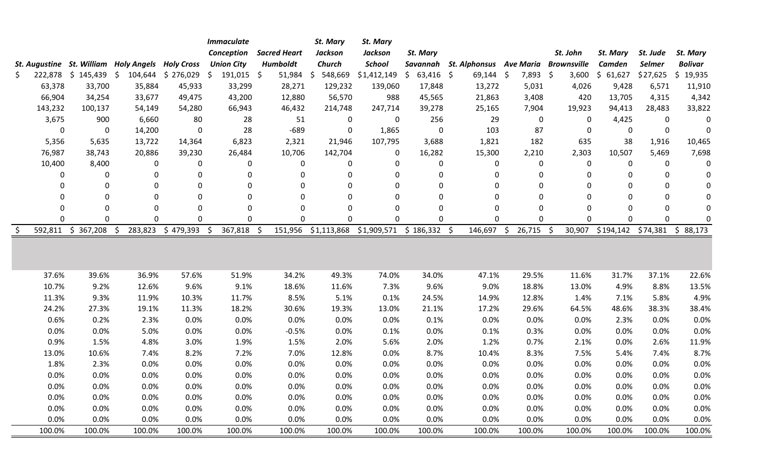| St. Augustine | St. William | Holy Angels | Holy Cross | Immaculate Conception Union City | Sacred Heart Humboldt | St. Mary Jackson Church | St. Mary Jackson School | St. Mary Savannah | St. Alphonsus | Ave Maria | St. John Brownsville | St. Mary Camden | St. Jude Selmer | St. Mary Bolivar |
|---|---|---|---|---|---|---|---|---|---|---|---|---|---|---|
| $ 222,878 | $ 145,439 | $ 104,644 | $ 276,029 | $ 191,015 | $ 51,984 | $ 548,669 | $1,412,149 | $ 63,416 | $ 69,144 | $ 7,893 | $ 3,600 | $ 61,627 | $27,625 | $ 19,935 |
| 63,378 | 33,700 | 35,884 | 45,933 | 33,299 | 28,271 | 129,232 | 139,060 | 17,848 | 13,272 | 5,031 | 4,026 | 9,428 | 6,571 | 11,910 |
| 66,904 | 34,254 | 33,677 | 49,475 | 43,200 | 12,880 | 56,570 | 988 | 45,565 | 21,863 | 3,408 | 420 | 13,705 | 4,315 | 4,342 |
| 143,232 | 100,137 | 54,149 | 54,280 | 66,943 | 46,432 | 214,748 | 247,714 | 39,278 | 25,165 | 7,904 | 19,923 | 94,413 | 28,483 | 33,822 |
| 3,675 | 900 | 6,660 | 80 | 28 | 51 | 0 | 0 | 256 | 29 | 0 | 0 | 4,425 | 0 | 0 |
| 0 | 0 | 14,200 | 0 | 28 | -689 | 0 | 1,865 | 0 | 103 | 87 | 0 | 0 | 0 | 0 |
| 5,356 | 5,635 | 13,722 | 14,364 | 6,823 | 2,321 | 21,946 | 107,795 | 3,688 | 1,821 | 182 | 635 | 38 | 1,916 | 10,465 |
| 76,987 | 38,743 | 20,886 | 39,230 | 26,484 | 10,706 | 142,704 | 0 | 16,282 | 15,300 | 2,210 | 2,303 | 10,507 | 5,469 | 7,698 |
| 10,400 | 8,400 | 0 | 0 | 0 | 0 | 0 | 0 | 0 | 0 | 0 | 0 | 0 | 0 | 0 |
| 0 | 0 | 0 | 0 | 0 | 0 | 0 | 0 | 0 | 0 | 0 | 0 | 0 | 0 | 0 |
| 0 | 0 | 0 | 0 | 0 | 0 | 0 | 0 | 0 | 0 | 0 | 0 | 0 | 0 | 0 |
| 0 | 0 | 0 | 0 | 0 | 0 | 0 | 0 | 0 | 0 | 0 | 0 | 0 | 0 | 0 |
| 0 | 0 | 0 | 0 | 0 | 0 | 0 | 0 | 0 | 0 | 0 | 0 | 0 | 0 | 0 |
| 0 | 0 | 0 | 0 | 0 | 0 | 0 | 0 | 0 | 0 | 0 | 0 | 0 | 0 | 0 |
| $ 592,811 | $ 367,208 | $ 283,823 | $ 479,393 | $ 367,818 | $ 151,956 | $1,113,868 | $1,909,571 | $ 186,332 | $ 146,697 | $ 26,715 | $ 30,907 | $194,142 | $74,381 | $ 88,173 |
| | | | | | | | | | | | | | | |
| 37.6% | 39.6% | 36.9% | 57.6% | 51.9% | 34.2% | 49.3% | 74.0% | 34.0% | 47.1% | 29.5% | 11.6% | 31.7% | 37.1% | 22.6% |
| 10.7% | 9.2% | 12.6% | 9.6% | 9.1% | 18.6% | 11.6% | 7.3% | 9.6% | 9.0% | 18.8% | 13.0% | 4.9% | 8.8% | 13.5% |
| 11.3% | 9.3% | 11.9% | 10.3% | 11.7% | 8.5% | 5.1% | 0.1% | 24.5% | 14.9% | 12.8% | 1.4% | 7.1% | 5.8% | 4.9% |
| 24.2% | 27.3% | 19.1% | 11.3% | 18.2% | 30.6% | 19.3% | 13.0% | 21.1% | 17.2% | 29.6% | 64.5% | 48.6% | 38.3% | 38.4% |
| 0.6% | 0.2% | 2.3% | 0.0% | 0.0% | 0.0% | 0.0% | 0.0% | 0.1% | 0.0% | 0.0% | 0.0% | 2.3% | 0.0% | 0.0% |
| 0.0% | 0.0% | 5.0% | 0.0% | 0.0% | -0.5% | 0.0% | 0.1% | 0.0% | 0.1% | 0.3% | 0.0% | 0.0% | 0.0% | 0.0% |
| 0.9% | 1.5% | 4.8% | 3.0% | 1.9% | 1.5% | 2.0% | 5.6% | 2.0% | 1.2% | 0.7% | 2.1% | 0.0% | 2.6% | 11.9% |
| 13.0% | 10.6% | 7.4% | 8.2% | 7.2% | 7.0% | 12.8% | 0.0% | 8.7% | 10.4% | 8.3% | 7.5% | 5.4% | 7.4% | 8.7% |
| 1.8% | 2.3% | 0.0% | 0.0% | 0.0% | 0.0% | 0.0% | 0.0% | 0.0% | 0.0% | 0.0% | 0.0% | 0.0% | 0.0% | 0.0% |
| 0.0% | 0.0% | 0.0% | 0.0% | 0.0% | 0.0% | 0.0% | 0.0% | 0.0% | 0.0% | 0.0% | 0.0% | 0.0% | 0.0% | 0.0% |
| 0.0% | 0.0% | 0.0% | 0.0% | 0.0% | 0.0% | 0.0% | 0.0% | 0.0% | 0.0% | 0.0% | 0.0% | 0.0% | 0.0% | 0.0% |
| 0.0% | 0.0% | 0.0% | 0.0% | 0.0% | 0.0% | 0.0% | 0.0% | 0.0% | 0.0% | 0.0% | 0.0% | 0.0% | 0.0% | 0.0% |
| 0.0% | 0.0% | 0.0% | 0.0% | 0.0% | 0.0% | 0.0% | 0.0% | 0.0% | 0.0% | 0.0% | 0.0% | 0.0% | 0.0% | 0.0% |
| 0.0% | 0.0% | 0.0% | 0.0% | 0.0% | 0.0% | 0.0% | 0.0% | 0.0% | 0.0% | 0.0% | 0.0% | 0.0% | 0.0% | 0.0% |
| 100.0% | 100.0% | 100.0% | 100.0% | 100.0% | 100.0% | 100.0% | 100.0% | 100.0% | 100.0% | 100.0% | 100.0% | 100.0% | 100.0% | 100.0% |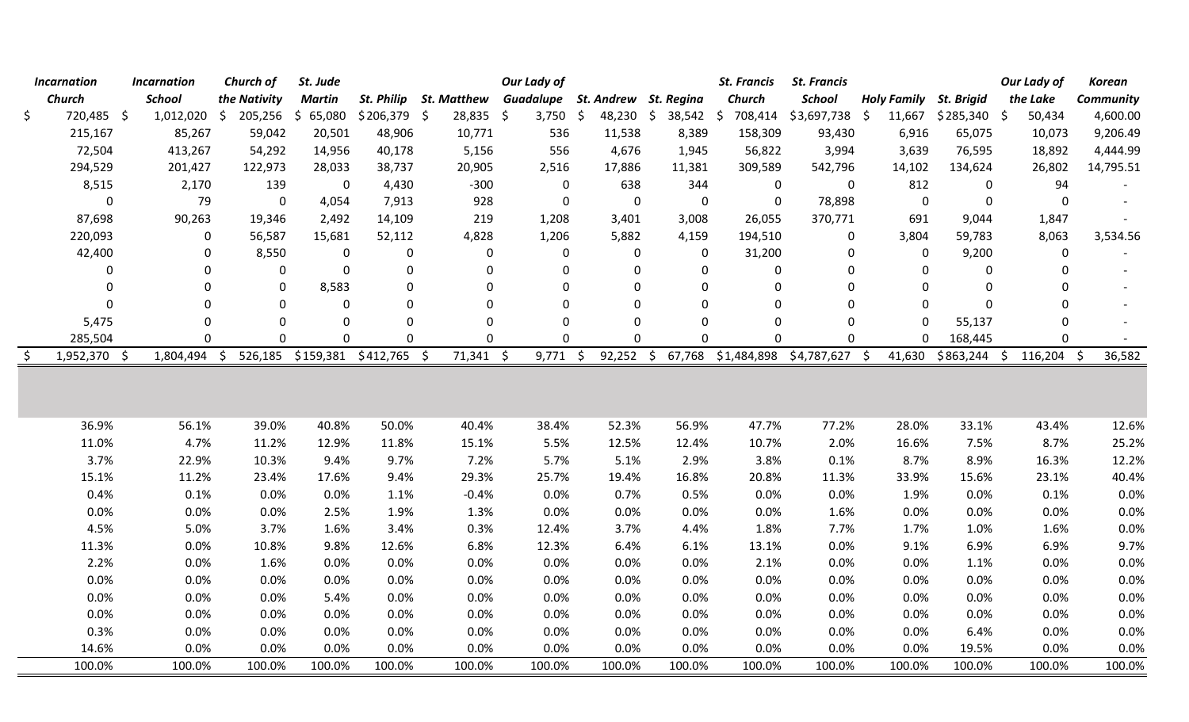| Incarnation Church | Incarnation School | Church of the Nativity | St. Jude Martin | St. Philip | St. Matthew | Our Lady of Guadalupe | St. Andrew | St. Regina | St. Francis Church | St. Francis School | Holy Family | St. Brigid | Our Lady of the Lake | Korean Community |
|---|---|---|---|---|---|---|---|---|---|---|---|---|---|---|
| $ 720,485 | $ 1,012,020 | $ 205,256 | $ 65,080 | $206,379 | $ 28,835 | $ 3,750 | $ 48,230 | $ 38,542 | $ 708,414 | $3,697,738 | $ 11,667 | $285,340 | $ 50,434 | 4,600.00 |
| 215,167 | 85,267 | 59,042 | 20,501 | 48,906 | 10,771 | 536 | 11,538 | 8,389 | 158,309 | 93,430 | 6,916 | 65,075 | 10,073 | 9,206.49 |
| 72,504 | 413,267 | 54,292 | 14,956 | 40,178 | 5,156 | 556 | 4,676 | 1,945 | 56,822 | 3,994 | 3,639 | 76,595 | 18,892 | 4,444.99 |
| 294,529 | 201,427 | 122,973 | 28,033 | 38,737 | 20,905 | 2,516 | 17,886 | 11,381 | 309,589 | 542,796 | 14,102 | 134,624 | 26,802 | 14,795.51 |
| 8,515 | 2,170 | 139 | 0 | 4,430 | -300 | 0 | 638 | 344 | 0 | 0 | 812 | 0 | 94 | - |
| 0 | 79 | 0 | 4,054 | 7,913 | 928 | 0 | 0 | 0 | 0 | 78,898 | 0 | 0 | 0 | - |
| 87,698 | 90,263 | 19,346 | 2,492 | 14,109 | 219 | 1,208 | 3,401 | 3,008 | 26,055 | 370,771 | 691 | 9,044 | 1,847 | - |
| 220,093 | 0 | 56,587 | 15,681 | 52,112 | 4,828 | 1,206 | 5,882 | 4,159 | 194,510 | 0 | 3,804 | 59,783 | 8,063 | 3,534.56 |
| 42,400 | 0 | 8,550 | 0 | 0 | 0 | 0 | 0 | 0 | 31,200 | 0 | 0 | 9,200 | 0 | - |
| 0 | 0 | 0 | 0 | 0 | 0 | 0 | 0 | 0 | 0 | 0 | 0 | 0 | 0 | - |
| 0 | 0 | 0 | 8,583 | 0 | 0 | 0 | 0 | 0 | 0 | 0 | 0 | 0 | 0 | - |
| 0 | 0 | 0 | 0 | 0 | 0 | 0 | 0 | 0 | 0 | 0 | 0 | 0 | 0 | - |
| 5,475 | 0 | 0 | 0 | 0 | 0 | 0 | 0 | 0 | 0 | 0 | 0 | 55,137 | 0 | - |
| 285,504 | 0 | 0 | 0 | 0 | 0 | 0 | 0 | 0 | 0 | 0 | 0 | 168,445 | 0 | - |
| $ 1,952,370 | $ 1,804,494 | $ 526,185 | $159,381 | $412,765 | $ 71,341 | $ 9,771 | $ 92,252 | $ 67,768 | $1,484,898 | $4,787,627 | $ 41,630 | $863,244 | $ 116,204 | $ 36,582 |
| | | | | | | | | | | | | | | |
| 36.9% | 56.1% | 39.0% | 40.8% | 50.0% | 40.4% | 38.4% | 52.3% | 56.9% | 47.7% | 77.2% | 28.0% | 33.1% | 43.4% | 12.6% |
| 11.0% | 4.7% | 11.2% | 12.9% | 11.8% | 15.1% | 5.5% | 12.5% | 12.4% | 10.7% | 2.0% | 16.6% | 7.5% | 8.7% | 25.2% |
| 3.7% | 22.9% | 10.3% | 9.4% | 9.7% | 7.2% | 5.7% | 5.1% | 2.9% | 3.8% | 0.1% | 8.7% | 8.9% | 16.3% | 12.2% |
| 15.1% | 11.2% | 23.4% | 17.6% | 9.4% | 29.3% | 25.7% | 19.4% | 16.8% | 20.8% | 11.3% | 33.9% | 15.6% | 23.1% | 40.4% |
| 0.4% | 0.1% | 0.0% | 0.0% | 1.1% | -0.4% | 0.0% | 0.7% | 0.5% | 0.0% | 0.0% | 1.9% | 0.0% | 0.1% | 0.0% |
| 0.0% | 0.0% | 0.0% | 2.5% | 1.9% | 1.3% | 0.0% | 0.0% | 0.0% | 0.0% | 1.6% | 0.0% | 0.0% | 0.0% | 0.0% |
| 4.5% | 5.0% | 3.7% | 1.6% | 3.4% | 0.3% | 12.4% | 3.7% | 4.4% | 1.8% | 7.7% | 1.7% | 1.0% | 1.6% | 0.0% |
| 11.3% | 0.0% | 10.8% | 9.8% | 12.6% | 6.8% | 12.3% | 6.4% | 6.1% | 13.1% | 0.0% | 9.1% | 6.9% | 6.9% | 9.7% |
| 2.2% | 0.0% | 1.6% | 0.0% | 0.0% | 0.0% | 0.0% | 0.0% | 0.0% | 2.1% | 0.0% | 0.0% | 1.1% | 0.0% | 0.0% |
| 0.0% | 0.0% | 0.0% | 0.0% | 0.0% | 0.0% | 0.0% | 0.0% | 0.0% | 0.0% | 0.0% | 0.0% | 0.0% | 0.0% | 0.0% |
| 0.0% | 0.0% | 0.0% | 5.4% | 0.0% | 0.0% | 0.0% | 0.0% | 0.0% | 0.0% | 0.0% | 0.0% | 0.0% | 0.0% | 0.0% |
| 0.0% | 0.0% | 0.0% | 0.0% | 0.0% | 0.0% | 0.0% | 0.0% | 0.0% | 0.0% | 0.0% | 0.0% | 0.0% | 0.0% | 0.0% |
| 0.3% | 0.0% | 0.0% | 0.0% | 0.0% | 0.0% | 0.0% | 0.0% | 0.0% | 0.0% | 0.0% | 0.0% | 6.4% | 0.0% | 0.0% |
| 14.6% | 0.0% | 0.0% | 0.0% | 0.0% | 0.0% | 0.0% | 0.0% | 0.0% | 0.0% | 0.0% | 0.0% | 19.5% | 0.0% | 0.0% |
| 100.0% | 100.0% | 100.0% | 100.0% | 100.0% | 100.0% | 100.0% | 100.0% | 100.0% | 100.0% | 100.0% | 100.0% | 100.0% | 100.0% | 100.0% |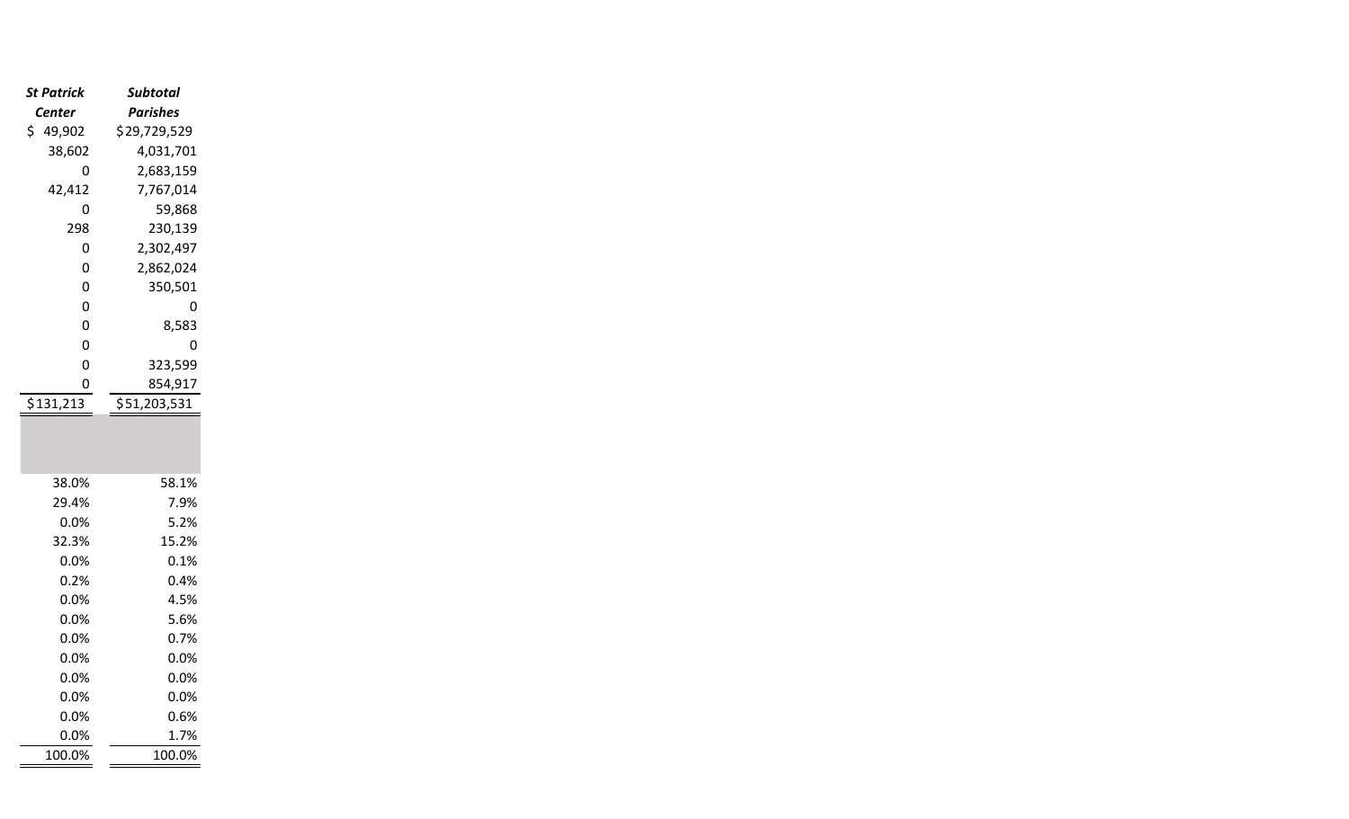| *St Patrick Center* | *Subtotal Parishes* |
|---|---|
| $ 49,902 | $29,729,529 |
| 38,602 | 4,031,701 |
| 0 | 2,683,159 |
| 42,412 | 7,767,014 |
| 0 | 59,868 |
| 298 | 230,139 |
| 0 | 2,302,497 |
| 0 | 2,862,024 |
| 0 | 350,501 |
| 0 | 0 |
| 0 | 8,583 |
| 0 | 0 |
| 0 | 323,599 |
| 0 | 854,917 |
| $131,213 | $51,203,531 |
| | |
| 38.0% | 58.1% |
| 29.4% | 7.9% |
| 0.0% | 5.2% |
| 32.3% | 15.2% |
| 0.0% | 0.1% |
| 0.2% | 0.4% |
| 0.0% | 4.5% |
| 0.0% | 5.6% |
| 0.0% | 0.7% |
| 0.0% | 0.0% |
| 0.0% | 0.0% |
| 0.0% | 0.0% |
| 0.0% | 0.6% |
| 0.0% | 1.7% |
| 100.0% | 100.0% |